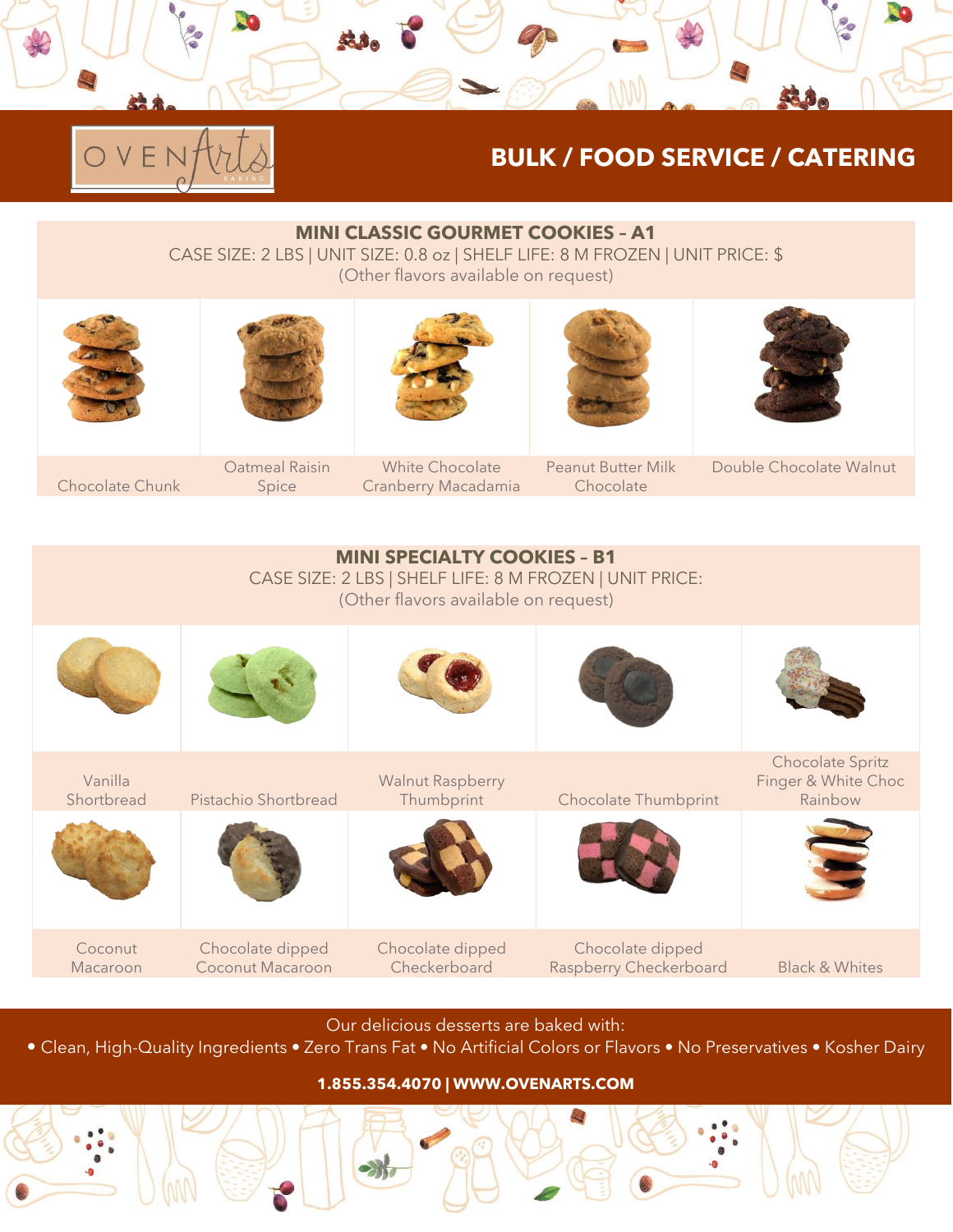OVEN Arts BAKING

# BULK / FOOD SERVICE / CATERING

## MINI CLASSIC GOURMET COOKIES – A1

CASE SIZE: 2 LBS | UNIT SIZE: 0.8 oz | SHELF LIFE: 8 M FROZEN | UNIT PRICE: $

(Other flavors available on request)

| | | | | |
|---|---|---|---|---|
| Chocolate Chunk | Oatmeal Raisin Spice | White Chocolate Cranberry Macadamia | Peanut Butter Milk Chocolate | Double Chocolate Walnut |

## MINI SPECIALTY COOKIES – B1

CASE SIZE: 2 LBS | SHELF LIFE: 8 M FROZEN | UNIT PRICE:

(Other flavors available on request)

| | | | | |
|---|---|---|---|---|
| Vanilla Shortbread | Pistachio Shortbread | Walnut Raspberry Thumbprint | Chocolate Thumbprint | Chocolate Spritz Finger & White Choc Rainbow |
| Coconut Macaroon | Chocolate dipped Coconut Macaroon | Chocolate dipped Checkerboard | Chocolate dipped Raspberry Checkerboard | Black & Whites |

Our delicious desserts are baked with:

• Clean, High-Quality Ingredients • Zero Trans Fat • No Artificial Colors or Flavors • No Preservatives • Kosher Dairy

**1.855.354.4070 | WWW.OVENARTS.COM**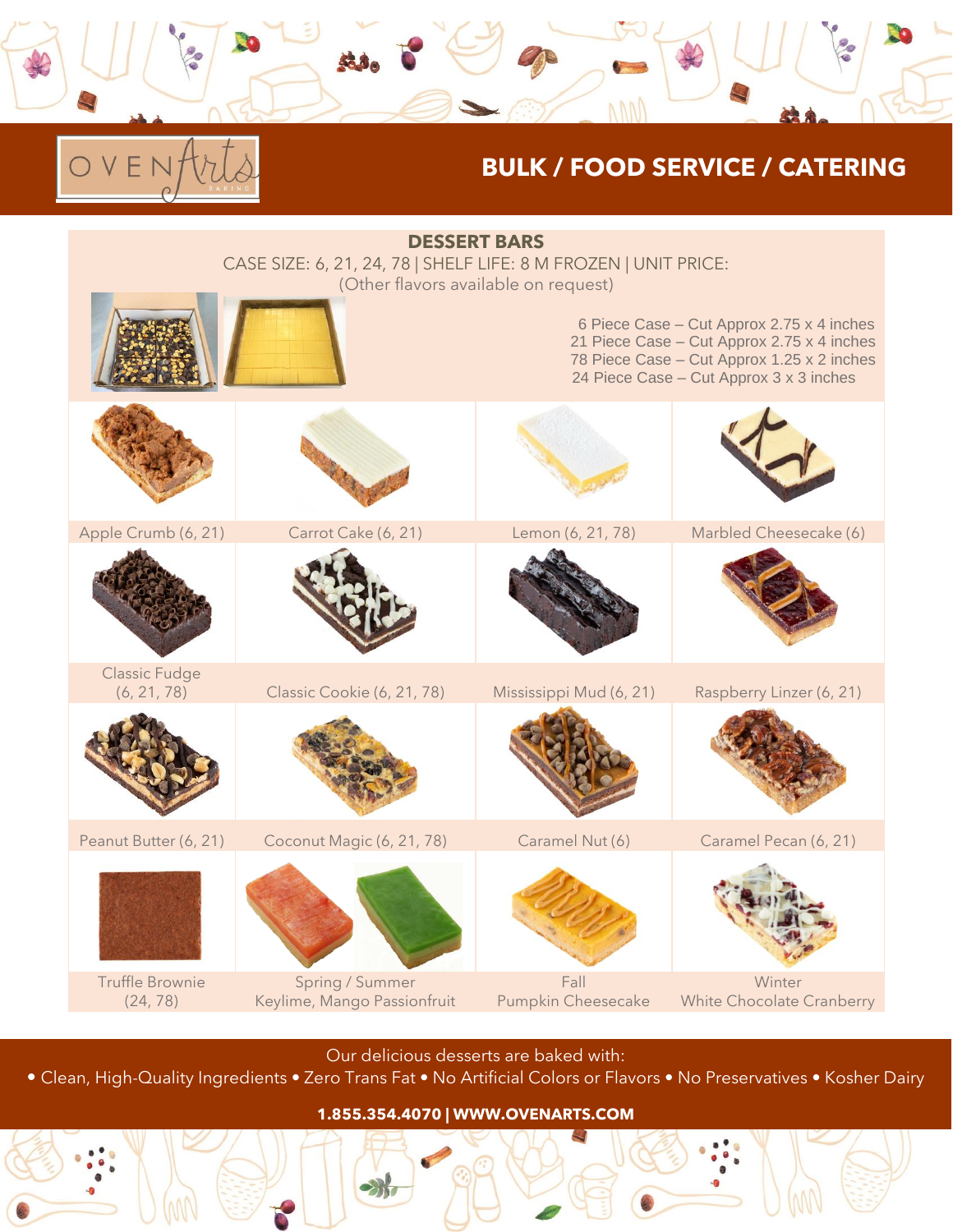OVEN Arts BAKING

# BULK / FOOD SERVICE / CATERING

## DESSERT BARS

CASE SIZE: 6, 21, 24, 78 | SHELF LIFE: 8 M FROZEN | UNIT PRICE:

(Other flavors available on request)

6 Piece Case – Cut Approx 2.75 x 4 inches
21 Piece Case – Cut Approx 2.75 x 4 inches
78 Piece Case – Cut Approx 1.25 x 2 inches
24 Piece Case – Cut Approx 3 x 3 inches

| | | | |
|---|---|---|---|
| Apple Crumb (6, 21) | Carrot Cake (6, 21) | Lemon (6, 21, 78) | Marbled Cheesecake (6) |
| Classic Fudge (6, 21, 78) | Classic Cookie (6, 21, 78) | Mississippi Mud (6, 21) | Raspberry Linzer (6, 21) |
| Peanut Butter (6, 21) | Coconut Magic (6, 21, 78) | Caramel Nut (6) | Caramel Pecan (6, 21) |
| Truffle Brownie (24, 78) | Spring / Summer Keylime, Mango Passionfruit | Fall Pumpkin Cheesecake | Winter White Chocolate Cranberry |

Our delicious desserts are baked with:

• Clean, High-Quality Ingredients • Zero Trans Fat • No Artificial Colors or Flavors • No Preservatives • Kosher Dairy

**1.855.354.4070 | WWW.OVENARTS.COM**